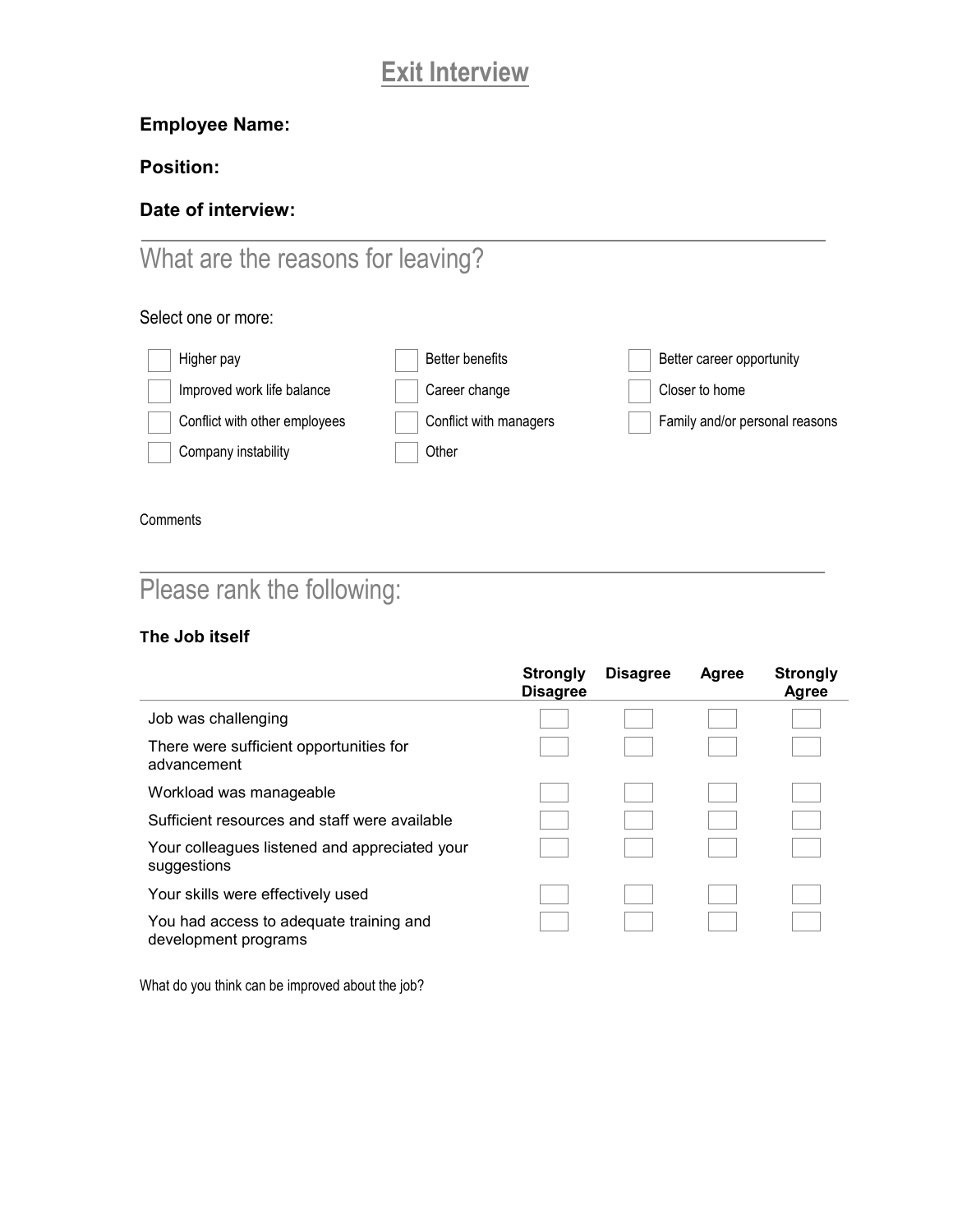# Exit Interview

**Employee Name:**

**Position:**

**Date of interview:**

## What are the reasons for leaving?

Select one or more:

- [ ] Higher pay
- [ ] Better benefits
- [ ] Better career opportunity
- [ ] Improved work life balance
- [ ] Career change
- [ ] Closer to home
- [ ] Conflict with other employees
- [ ] Conflict with managers
- [ ] Family and/or personal reasons
- [ ] Company instability
- [ ] Other

Comments

## Please rank the following:

### The Job itself

| | Strongly Disagree | Disagree | Agree | Strongly Agree |
|---|---|---|---|---|
| Job was challenging | ☐ | ☐ | ☐ | ☐ |
| There were sufficient opportunities for advancement | ☐ | ☐ | ☐ | ☐ |
| Workload was manageable | ☐ | ☐ | ☐ | ☐ |
| Sufficient resources and staff were available | ☐ | ☐ | ☐ | ☐ |
| Your colleagues listened and appreciated your suggestions | ☐ | ☐ | ☐ | ☐ |
| Your skills were effectively used | ☐ | ☐ | ☐ | ☐ |
| You had access to adequate training and development programs | ☐ | ☐ | ☐ | ☐ |

What do you think can be improved about the job?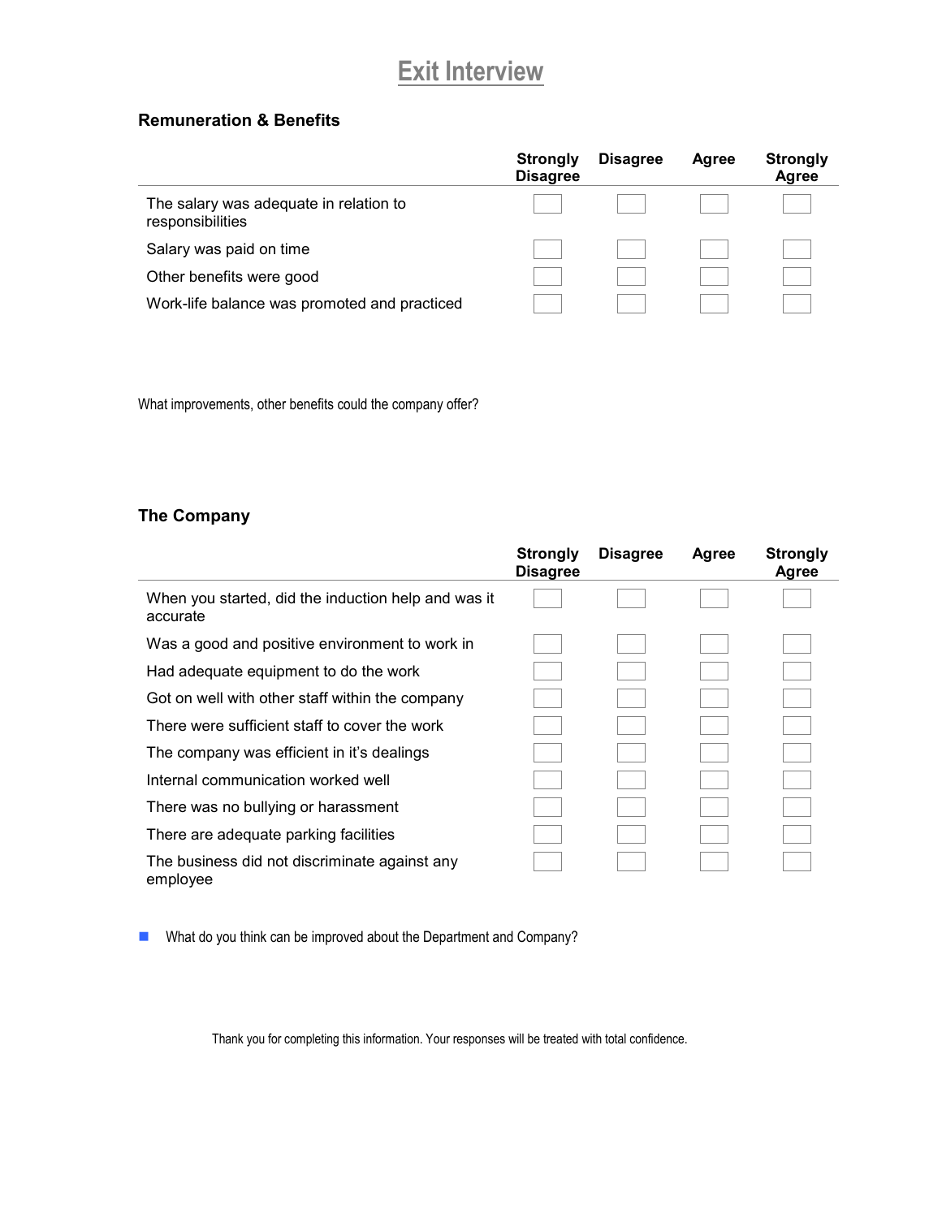# Exit Interview

### Remuneration & Benefits

| | Strongly Disagree | Disagree | Agree | Strongly Agree |
|---|---|---|---|---|
| The salary was adequate in relation to responsibilities | ☐ | ☐ | ☐ | ☐ |
| Salary was paid on time | ☐ | ☐ | ☐ | ☐ |
| Other benefits were good | ☐ | ☐ | ☐ | ☐ |
| Work-life balance was promoted and practiced | ☐ | ☐ | ☐ | ☐ |

What improvements, other benefits could the company offer?

### The Company

| | Strongly Disagree | Disagree | Agree | Strongly Agree |
|---|---|---|---|---|
| When you started, did the induction help and was it accurate | ☐ | ☐ | ☐ | ☐ |
| Was a good and positive environment to work in | ☐ | ☐ | ☐ | ☐ |
| Had adequate equipment to do the work | ☐ | ☐ | ☐ | ☐ |
| Got on well with other staff within the company | ☐ | ☐ | ☐ | ☐ |
| There were sufficient staff to cover the work | ☐ | ☐ | ☐ | ☐ |
| The company was efficient in it's dealings | ☐ | ☐ | ☐ | ☐ |
| Internal communication worked well | ☐ | ☐ | ☐ | ☐ |
| There was no bullying or harassment | ☐ | ☐ | ☐ | ☐ |
| There are adequate parking facilities | ☐ | ☐ | ☐ | ☐ |
| The business did not discriminate against any employee | ☐ | ☐ | ☐ | ☐ |

- What do you think can be improved about the Department and Company?

Thank you for completing this information. Your responses will be treated with total confidence.